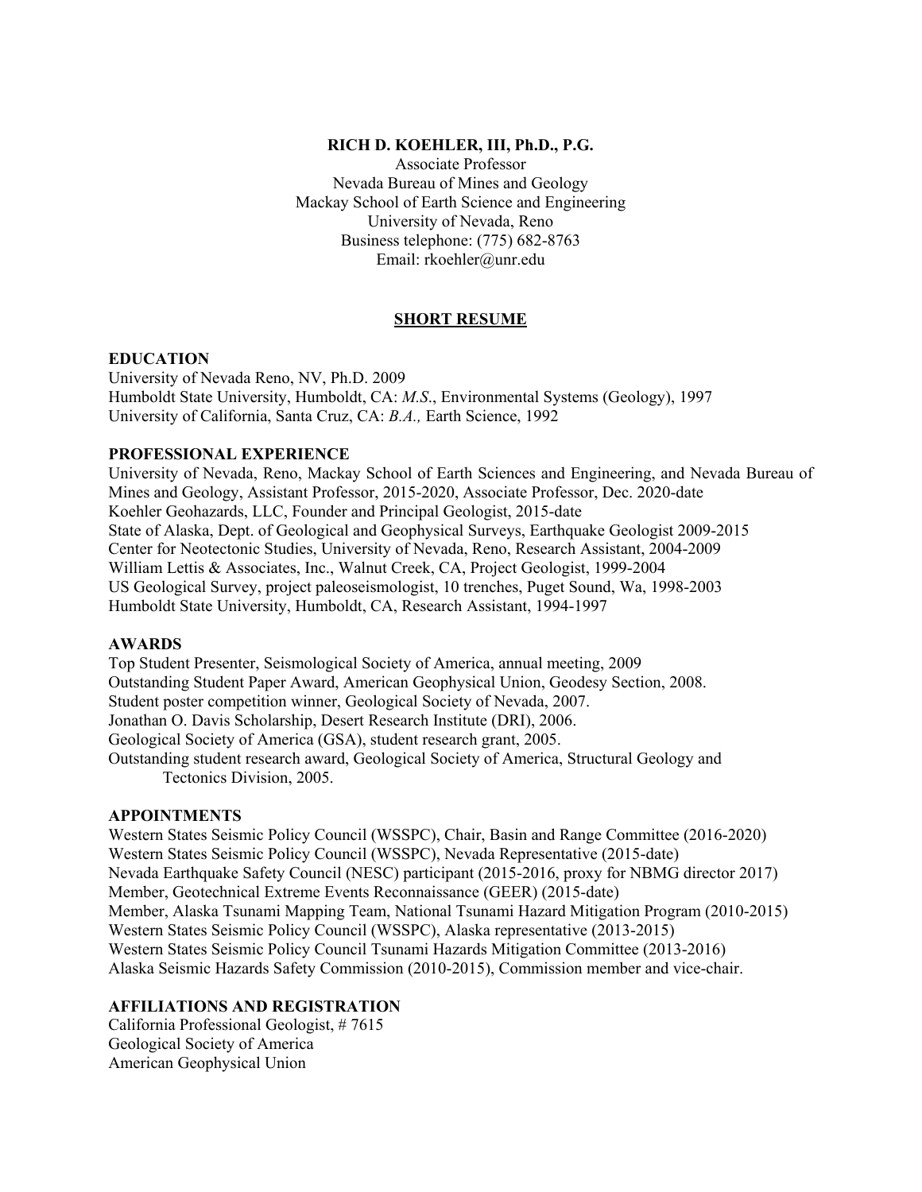**RICH D. KOEHLER, III, Ph.D., P.G.**

Associate Professor
Nevada Bureau of Mines and Geology
Mackay School of Earth Science and Engineering
University of Nevada, Reno
Business telephone: (775) 682-8763
Email: rkoehler@unr.edu

## SHORT RESUME

### EDUCATION

University of Nevada Reno, NV, Ph.D. 2009
Humboldt State University, Humboldt, CA: *M.S.*, Environmental Systems (Geology), 1997
University of California, Santa Cruz, CA: *B.A.,* Earth Science, 1992

### PROFESSIONAL EXPERIENCE

University of Nevada, Reno, Mackay School of Earth Sciences and Engineering, and Nevada Bureau of Mines and Geology, Assistant Professor, 2015-2020, Associate Professor, Dec. 2020-date
Koehler Geohazards, LLC, Founder and Principal Geologist, 2015-date
State of Alaska, Dept. of Geological and Geophysical Surveys, Earthquake Geologist 2009-2015
Center for Neotectonic Studies, University of Nevada, Reno, Research Assistant, 2004-2009
William Lettis & Associates, Inc., Walnut Creek, CA, Project Geologist, 1999-2004
US Geological Survey, project paleoseismologist, 10 trenches, Puget Sound, Wa, 1998-2003
Humboldt State University, Humboldt, CA, Research Assistant, 1994-1997

### AWARDS

Top Student Presenter, Seismological Society of America, annual meeting, 2009
Outstanding Student Paper Award, American Geophysical Union, Geodesy Section, 2008.
Student poster competition winner, Geological Society of Nevada, 2007.
Jonathan O. Davis Scholarship, Desert Research Institute (DRI), 2006.
Geological Society of America (GSA), student research grant, 2005.
Outstanding student research award, Geological Society of America, Structural Geology and Tectonics Division, 2005.

### APPOINTMENTS

Western States Seismic Policy Council (WSSPC), Chair, Basin and Range Committee (2016-2020)
Western States Seismic Policy Council (WSSPC), Nevada Representative (2015-date)
Nevada Earthquake Safety Council (NESC) participant (2015-2016, proxy for NBMG director 2017)
Member, Geotechnical Extreme Events Reconnaissance (GEER) (2015-date)
Member, Alaska Tsunami Mapping Team, National Tsunami Hazard Mitigation Program (2010-2015)
Western States Seismic Policy Council (WSSPC), Alaska representative (2013-2015)
Western States Seismic Policy Council Tsunami Hazards Mitigation Committee (2013-2016)
Alaska Seismic Hazards Safety Commission (2010-2015), Commission member and vice-chair.

### AFFILIATIONS AND REGISTRATION

California Professional Geologist, # 7615
Geological Society of America
American Geophysical Union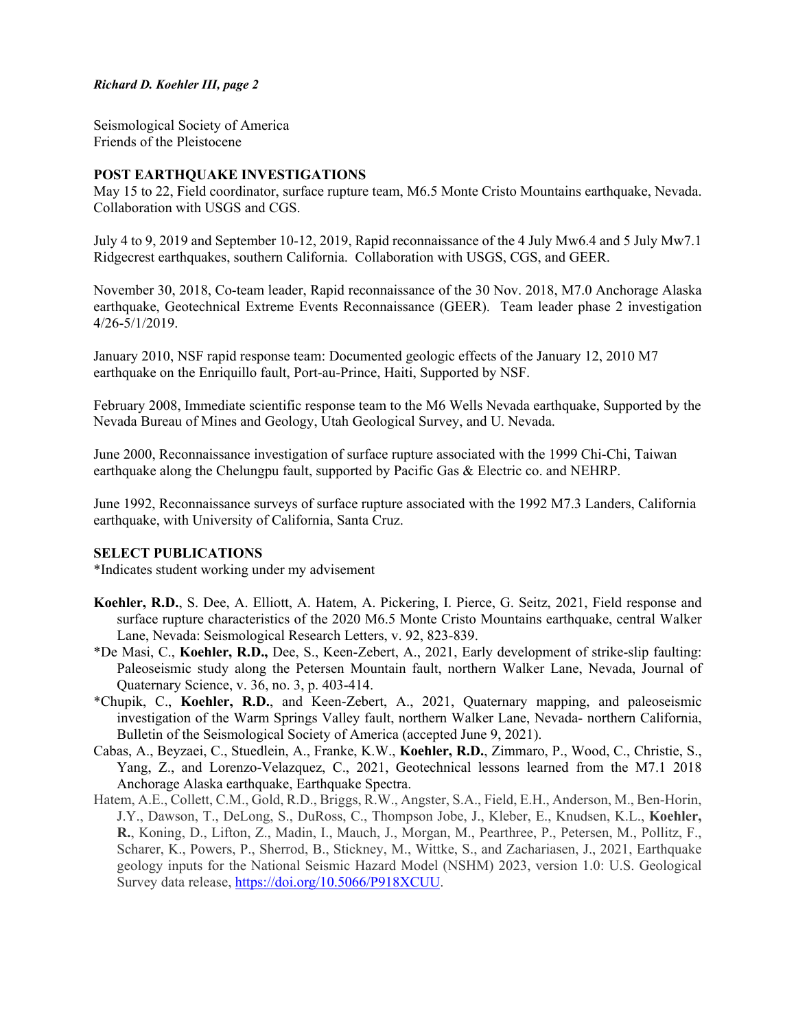Seismological Society of America
Friends of the Pleistocene

## POST EARTHQUAKE INVESTIGATIONS

May 15 to 22, Field coordinator, surface rupture team, M6.5 Monte Cristo Mountains earthquake, Nevada. Collaboration with USGS and CGS.

July 4 to 9, 2019 and September 10-12, 2019, Rapid reconnaissance of the 4 July Mw6.4 and 5 July Mw7.1 Ridgecrest earthquakes, southern California. Collaboration with USGS, CGS, and GEER.

November 30, 2018, Co-team leader, Rapid reconnaissance of the 30 Nov. 2018, M7.0 Anchorage Alaska earthquake, Geotechnical Extreme Events Reconnaissance (GEER). Team leader phase 2 investigation 4/26-5/1/2019.

January 2010, NSF rapid response team: Documented geologic effects of the January 12, 2010 M7 earthquake on the Enriquillo fault, Port-au-Prince, Haiti, Supported by NSF.

February 2008, Immediate scientific response team to the M6 Wells Nevada earthquake, Supported by the Nevada Bureau of Mines and Geology, Utah Geological Survey, and U. Nevada.

June 2000, Reconnaissance investigation of surface rupture associated with the 1999 Chi-Chi, Taiwan earthquake along the Chelungpu fault, supported by Pacific Gas & Electric co. and NEHRP.

June 1992, Reconnaissance surveys of surface rupture associated with the 1992 M7.3 Landers, California earthquake, with University of California, Santa Cruz.

## SELECT PUBLICATIONS

*Indicates student working under my advisement

- **Koehler, R.D.**, S. Dee, A. Elliott, A. Hatem, A. Pickering, I. Pierce, G. Seitz, 2021, Field response and surface rupture characteristics of the 2020 M6.5 Monte Cristo Mountains earthquake, central Walker Lane, Nevada: Seismological Research Letters, v. 92, 823-839.
- *De Masi, C., **Koehler, R.D.,** Dee, S., Keen-Zebert, A., 2021, Early development of strike-slip faulting: Paleoseismic study along the Petersen Mountain fault, northern Walker Lane, Nevada, Journal of Quaternary Science, v. 36, no. 3, p. 403-414.
- *Chupik, C., **Koehler, R.D.**, and Keen-Zebert, A., 2021, Quaternary mapping, and paleoseismic investigation of the Warm Springs Valley fault, northern Walker Lane, Nevada- northern California, Bulletin of the Seismological Society of America (accepted June 9, 2021).
- Cabas, A., Beyzaei, C., Stuedlein, A., Franke, K.W., **Koehler, R.D.**, Zimmaro, P., Wood, C., Christie, S., Yang, Z., and Lorenzo-Velazquez, C., 2021, Geotechnical lessons learned from the M7.1 2018 Anchorage Alaska earthquake, Earthquake Spectra.
- Hatem, A.E., Collett, C.M., Gold, R.D., Briggs, R.W., Angster, S.A., Field, E.H., Anderson, M., Ben-Horin, J.Y., Dawson, T., DeLong, S., DuRoss, C., Thompson Jobe, J., Kleber, E., Knudsen, K.L., **Koehler, R.**, Koning, D., Lifton, Z., Madin, I., Mauch, J., Morgan, M., Pearthree, P., Petersen, M., Pollitz, F., Scharer, K., Powers, P., Sherrod, B., Stickney, M., Wittke, S., and Zachariasen, J., 2021, Earthquake geology inputs for the National Seismic Hazard Model (NSHM) 2023, version 1.0: U.S. Geological Survey data release, https://doi.org/10.5066/P918XCUU.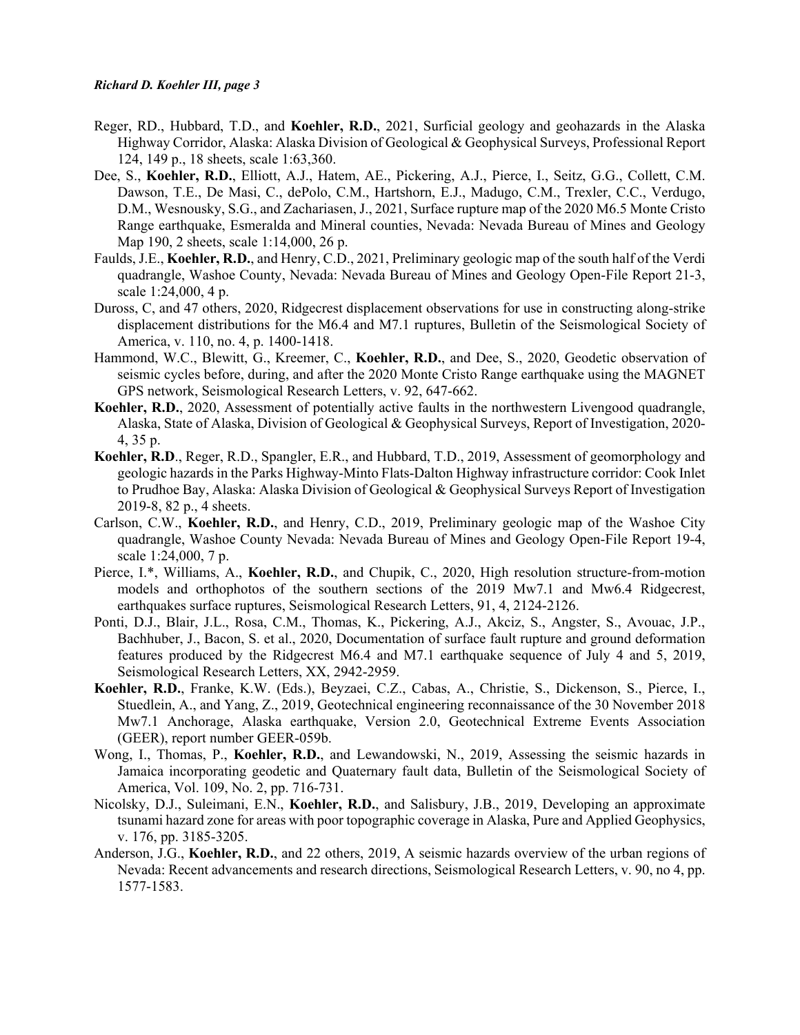Reger, RD., Hubbard, T.D., and **Koehler, R.D.**, 2021, Surficial geology and geohazards in the Alaska Highway Corridor, Alaska: Alaska Division of Geological & Geophysical Surveys, Professional Report 124, 149 p., 18 sheets, scale 1:63,360.

Dee, S., **Koehler, R.D.**, Elliott, A.J., Hatem, AE., Pickering, A.J., Pierce, I., Seitz, G.G., Collett, C.M. Dawson, T.E., De Masi, C., dePolo, C.M., Hartshorn, E.J., Madugo, C.M., Trexler, C.C., Verdugo, D.M., Wesnousky, S.G., and Zachariasen, J., 2021, Surface rupture map of the 2020 M6.5 Monte Cristo Range earthquake, Esmeralda and Mineral counties, Nevada: Nevada Bureau of Mines and Geology Map 190, 2 sheets, scale 1:14,000, 26 p.

Faulds, J.E., **Koehler, R.D.**, and Henry, C.D., 2021, Preliminary geologic map of the south half of the Verdi quadrangle, Washoe County, Nevada: Nevada Bureau of Mines and Geology Open-File Report 21-3, scale 1:24,000, 4 p.

Duross, C, and 47 others, 2020, Ridgecrest displacement observations for use in constructing along-strike displacement distributions for the M6.4 and M7.1 ruptures, Bulletin of the Seismological Society of America, v. 110, no. 4, p. 1400-1418.

Hammond, W.C., Blewitt, G., Kreemer, C., **Koehler, R.D.**, and Dee, S., 2020, Geodetic observation of seismic cycles before, during, and after the 2020 Monte Cristo Range earthquake using the MAGNET GPS network, Seismological Research Letters, v. 92, 647-662.

**Koehler, R.D.**, 2020, Assessment of potentially active faults in the northwestern Livengood quadrangle, Alaska, State of Alaska, Division of Geological & Geophysical Surveys, Report of Investigation, 2020-4, 35 p.

**Koehler, R.D**., Reger, R.D., Spangler, E.R., and Hubbard, T.D., 2019, Assessment of geomorphology and geologic hazards in the Parks Highway-Minto Flats-Dalton Highway infrastructure corridor: Cook Inlet to Prudhoe Bay, Alaska: Alaska Division of Geological & Geophysical Surveys Report of Investigation 2019-8, 82 p., 4 sheets.

Carlson, C.W., **Koehler, R.D.**, and Henry, C.D., 2019, Preliminary geologic map of the Washoe City quadrangle, Washoe County Nevada: Nevada Bureau of Mines and Geology Open-File Report 19-4, scale 1:24,000, 7 p.

Pierce, I.*, Williams, A., **Koehler, R.D.**, and Chupik, C., 2020, High resolution structure-from-motion models and orthophotos of the southern sections of the 2019 Mw7.1 and Mw6.4 Ridgecrest, earthquakes surface ruptures, Seismological Research Letters, 91, 4, 2124-2126.

Ponti, D.J., Blair, J.L., Rosa, C.M., Thomas, K., Pickering, A.J., Akciz, S., Angster, S., Avouac, J.P., Bachhuber, J., Bacon, S. et al., 2020, Documentation of surface fault rupture and ground deformation features produced by the Ridgecrest M6.4 and M7.1 earthquake sequence of July 4 and 5, 2019, Seismological Research Letters, XX, 2942-2959.

**Koehler, R.D.**, Franke, K.W. (Eds.), Beyzaei, C.Z., Cabas, A., Christie, S., Dickenson, S., Pierce, I., Stuedlein, A., and Yang, Z., 2019, Geotechnical engineering reconnaissance of the 30 November 2018 Mw7.1 Anchorage, Alaska earthquake, Version 2.0, Geotechnical Extreme Events Association (GEER), report number GEER-059b.

Wong, I., Thomas, P., **Koehler, R.D.**, and Lewandowski, N., 2019, Assessing the seismic hazards in Jamaica incorporating geodetic and Quaternary fault data, Bulletin of the Seismological Society of America, Vol. 109, No. 2, pp. 716-731.

Nicolsky, D.J., Suleimani, E.N., **Koehler, R.D.**, and Salisbury, J.B., 2019, Developing an approximate tsunami hazard zone for areas with poor topographic coverage in Alaska, Pure and Applied Geophysics, v. 176, pp. 3185-3205.

Anderson, J.G., **Koehler, R.D.**, and 22 others, 2019, A seismic hazards overview of the urban regions of Nevada: Recent advancements and research directions, Seismological Research Letters, v. 90, no 4, pp. 1577-1583.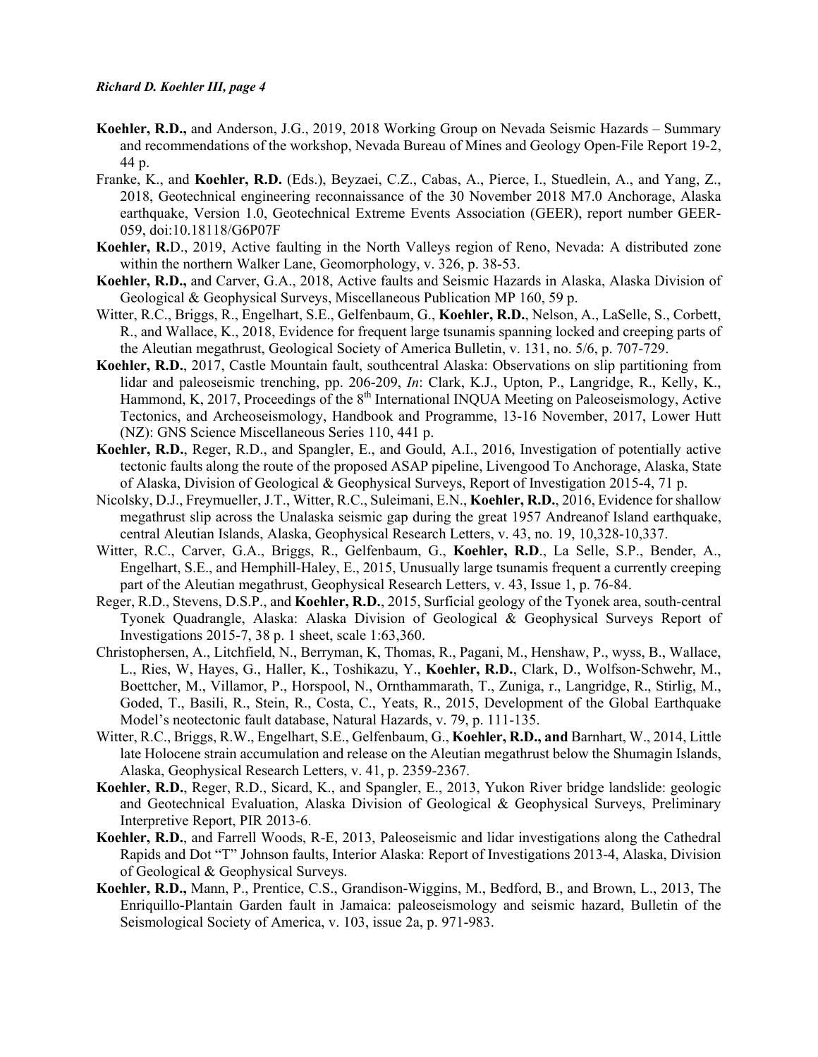**Koehler, R.D.,** and Anderson, J.G., 2019, 2018 Working Group on Nevada Seismic Hazards – Summary and recommendations of the workshop, Nevada Bureau of Mines and Geology Open-File Report 19-2, 44 p.

Franke, K., and **Koehler, R.D.** (Eds.), Beyzaei, C.Z., Cabas, A., Pierce, I., Stuedlein, A., and Yang, Z., 2018, Geotechnical engineering reconnaissance of the 30 November 2018 M7.0 Anchorage, Alaska earthquake, Version 1.0, Geotechnical Extreme Events Association (GEER), report number GEER-059, doi:10.18118/G6P07F

**Koehler, R.**D., 2019, Active faulting in the North Valleys region of Reno, Nevada: A distributed zone within the northern Walker Lane, Geomorphology, v. 326, p. 38-53.

**Koehler, R.D.,** and Carver, G.A., 2018, Active faults and Seismic Hazards in Alaska, Alaska Division of Geological & Geophysical Surveys, Miscellaneous Publication MP 160, 59 p.

Witter, R.C., Briggs, R., Engelhart, S.E., Gelfenbaum, G., **Koehler, R.D.**, Nelson, A., LaSelle, S., Corbett, R., and Wallace, K., 2018, Evidence for frequent large tsunamis spanning locked and creeping parts of the Aleutian megathrust, Geological Society of America Bulletin, v. 131, no. 5/6, p. 707-729.

**Koehler, R.D.**, 2017, Castle Mountain fault, southcentral Alaska: Observations on slip partitioning from lidar and paleoseismic trenching, pp. 206-209, *In*: Clark, K.J., Upton, P., Langridge, R., Kelly, K., Hammond, K, 2017, Proceedings of the 8th International INQUA Meeting on Paleoseismology, Active Tectonics, and Archeoseismology, Handbook and Programme, 13-16 November, 2017, Lower Hutt (NZ): GNS Science Miscellaneous Series 110, 441 p.

**Koehler, R.D.**, Reger, R.D., and Spangler, E., and Gould, A.I., 2016, Investigation of potentially active tectonic faults along the route of the proposed ASAP pipeline, Livengood To Anchorage, Alaska, State of Alaska, Division of Geological & Geophysical Surveys, Report of Investigation 2015-4, 71 p.

Nicolsky, D.J., Freymueller, J.T., Witter, R.C., Suleimani, E.N., **Koehler, R.D.**, 2016, Evidence for shallow megathrust slip across the Unalaska seismic gap during the great 1957 Andreanof Island earthquake, central Aleutian Islands, Alaska, Geophysical Research Letters, v. 43, no. 19, 10,328-10,337.

Witter, R.C., Carver, G.A., Briggs, R., Gelfenbaum, G., **Koehler, R.D**., La Selle, S.P., Bender, A., Engelhart, S.E., and Hemphill-Haley, E., 2015, Unusually large tsunamis frequent a currently creeping part of the Aleutian megathrust, Geophysical Research Letters, v. 43, Issue 1, p. 76-84.

Reger, R.D., Stevens, D.S.P., and **Koehler, R.D.**, 2015, Surficial geology of the Tyonek area, south-central Tyonek Quadrangle, Alaska: Alaska Division of Geological & Geophysical Surveys Report of Investigations 2015-7, 38 p. 1 sheet, scale 1:63,360.

Christophersen, A., Litchfield, N., Berryman, K, Thomas, R., Pagani, M., Henshaw, P., wyss, B., Wallace, L., Ries, W, Hayes, G., Haller, K., Toshikazu, Y., **Koehler, R.D.**, Clark, D., Wolfson-Schwehr, M., Boettcher, M., Villamor, P., Horspool, N., Ornthammarath, T., Zuniga, r., Langridge, R., Stirlig, M., Goded, T., Basili, R., Stein, R., Costa, C., Yeats, R., 2015, Development of the Global Earthquake Model's neotectonic fault database, Natural Hazards, v. 79, p. 111-135.

Witter, R.C., Briggs, R.W., Engelhart, S.E., Gelfenbaum, G., **Koehler, R.D., and** Barnhart, W., 2014, Little late Holocene strain accumulation and release on the Aleutian megathrust below the Shumagin Islands, Alaska, Geophysical Research Letters, v. 41, p. 2359-2367.

**Koehler, R.D.**, Reger, R.D., Sicard, K., and Spangler, E., 2013, Yukon River bridge landslide: geologic and Geotechnical Evaluation, Alaska Division of Geological & Geophysical Surveys, Preliminary Interpretive Report, PIR 2013-6.

**Koehler, R.D.**, and Farrell Woods, R-E, 2013, Paleoseismic and lidar investigations along the Cathedral Rapids and Dot "T" Johnson faults, Interior Alaska: Report of Investigations 2013-4, Alaska, Division of Geological & Geophysical Surveys.

**Koehler, R.D.,** Mann, P., Prentice, C.S., Grandison-Wiggins, M., Bedford, B., and Brown, L., 2013, The Enriquillo-Plantain Garden fault in Jamaica: paleoseismology and seismic hazard, Bulletin of the Seismological Society of America, v. 103, issue 2a, p. 971-983.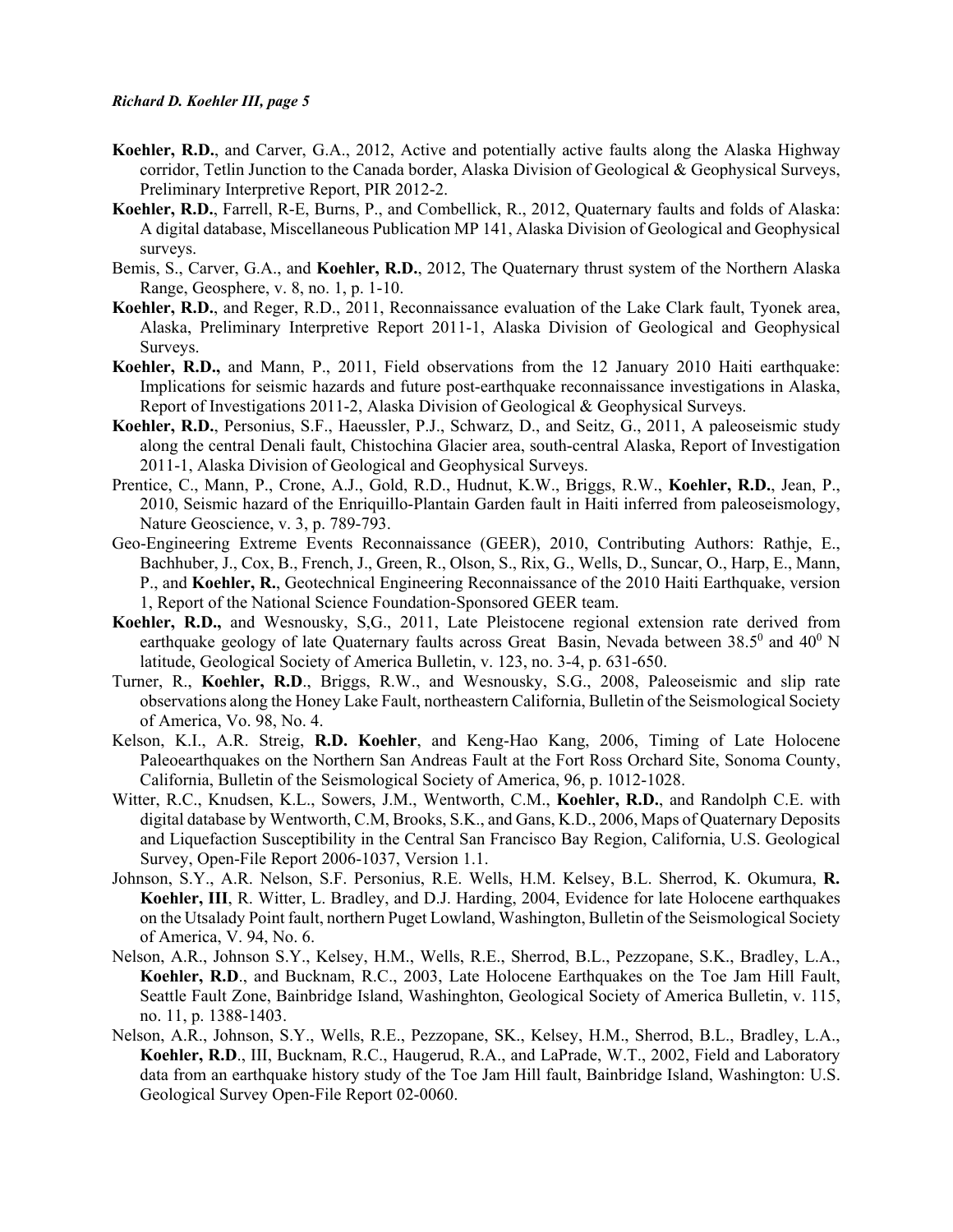**Koehler, R.D.**, and Carver, G.A., 2012, Active and potentially active faults along the Alaska Highway corridor, Tetlin Junction to the Canada border, Alaska Division of Geological & Geophysical Surveys, Preliminary Interpretive Report, PIR 2012-2.

**Koehler, R.D.**, Farrell, R-E, Burns, P., and Combellick, R., 2012, Quaternary faults and folds of Alaska: A digital database, Miscellaneous Publication MP 141, Alaska Division of Geological and Geophysical surveys.

Bemis, S., Carver, G.A., and **Koehler, R.D.**, 2012, The Quaternary thrust system of the Northern Alaska Range, Geosphere, v. 8, no. 1, p. 1-10.

**Koehler, R.D.**, and Reger, R.D., 2011, Reconnaissance evaluation of the Lake Clark fault, Tyonek area, Alaska, Preliminary Interpretive Report 2011-1, Alaska Division of Geological and Geophysical Surveys.

**Koehler, R.D.,** and Mann, P., 2011, Field observations from the 12 January 2010 Haiti earthquake: Implications for seismic hazards and future post-earthquake reconnaissance investigations in Alaska, Report of Investigations 2011-2, Alaska Division of Geological & Geophysical Surveys.

**Koehler, R.D.**, Personius, S.F., Haeussler, P.J., Schwarz, D., and Seitz, G., 2011, A paleoseismic study along the central Denali fault, Chistochina Glacier area, south-central Alaska, Report of Investigation 2011-1, Alaska Division of Geological and Geophysical Surveys.

Prentice, C., Mann, P., Crone, A.J., Gold, R.D., Hudnut, K.W., Briggs, R.W., **Koehler, R.D.**, Jean, P., 2010, Seismic hazard of the Enriquillo-Plantain Garden fault in Haiti inferred from paleoseismology, Nature Geoscience, v. 3, p. 789-793.

Geo-Engineering Extreme Events Reconnaissance (GEER), 2010, Contributing Authors: Rathje, E., Bachhuber, J., Cox, B., French, J., Green, R., Olson, S., Rix, G., Wells, D., Suncar, O., Harp, E., Mann, P., and **Koehler, R.**, Geotechnical Engineering Reconnaissance of the 2010 Haiti Earthquake, version 1, Report of the National Science Foundation-Sponsored GEER team.

**Koehler, R.D.,** and Wesnousky, S,G., 2011, Late Pleistocene regional extension rate derived from earthquake geology of late Quaternary faults across Great Basin, Nevada between $38.5^0$ and $40^0$ N latitude, Geological Society of America Bulletin, v. 123, no. 3-4, p. 631-650.

Turner, R., **Koehler, R.D**., Briggs, R.W., and Wesnousky, S.G., 2008, Paleoseismic and slip rate observations along the Honey Lake Fault, northeastern California, Bulletin of the Seismological Society of America, Vo. 98, No. 4.

Kelson, K.I., A.R. Streig, **R.D. Koehler**, and Keng-Hao Kang, 2006, Timing of Late Holocene Paleoearthquakes on the Northern San Andreas Fault at the Fort Ross Orchard Site, Sonoma County, California, Bulletin of the Seismological Society of America, 96, p. 1012-1028.

Witter, R.C., Knudsen, K.L., Sowers, J.M., Wentworth, C.M., **Koehler, R.D.**, and Randolph C.E. with digital database by Wentworth, C.M, Brooks, S.K., and Gans, K.D., 2006, Maps of Quaternary Deposits and Liquefaction Susceptibility in the Central San Francisco Bay Region, California, U.S. Geological Survey, Open-File Report 2006-1037, Version 1.1.

Johnson, S.Y., A.R. Nelson, S.F. Personius, R.E. Wells, H.M. Kelsey, B.L. Sherrod, K. Okumura, **R. Koehler, III**, R. Witter, L. Bradley, and D.J. Harding, 2004, Evidence for late Holocene earthquakes on the Utsalady Point fault, northern Puget Lowland, Washington, Bulletin of the Seismological Society of America, V. 94, No. 6.

Nelson, A.R., Johnson S.Y., Kelsey, H.M., Wells, R.E., Sherrod, B.L., Pezzopane, S.K., Bradley, L.A., **Koehler, R.D**., and Bucknam, R.C., 2003, Late Holocene Earthquakes on the Toe Jam Hill Fault, Seattle Fault Zone, Bainbridge Island, Washinghton, Geological Society of America Bulletin, v. 115, no. 11, p. 1388-1403.

Nelson, A.R., Johnson, S.Y., Wells, R.E., Pezzopane, SK., Kelsey, H.M., Sherrod, B.L., Bradley, L.A., **Koehler, R.D**., III, Bucknam, R.C., Haugerud, R.A., and LaPrade, W.T., 2002, Field and Laboratory data from an earthquake history study of the Toe Jam Hill fault, Bainbridge Island, Washington: U.S. Geological Survey Open-File Report 02-0060.